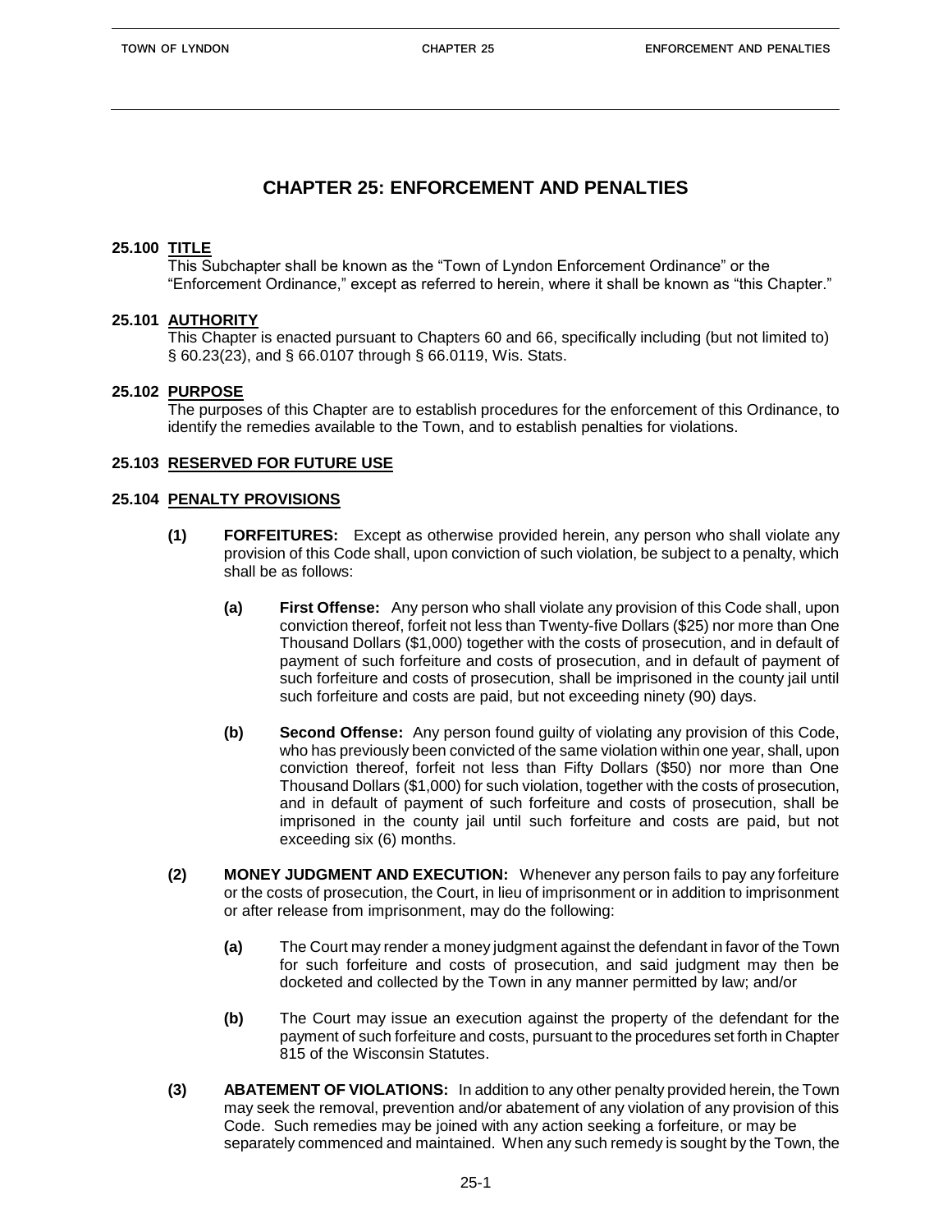# CHAPTER 25: ENFORCEMENT AND PENALTIES

## 25.100 TITLE

This Subchapter shall be known as the "Town of Lyndon Enforcement Ordinance" or the "Enforcement Ordinance," except as referred to herein, where it shall be known as "this Chapter."

## 25.101 AUTHORITY

This Chapter is enacted pursuant to Chapters 60 and 66, specifically including (but not limited to) § 60.23(23), and § 66.0107 through § 66.0119, Wis. Stats.

## 25.102 PURPOSE

The purposes of this Chapter are to establish procedures for the enforcement of this Ordinance, to identify the remedies available to the Town, and to establish penalties for violations.

## 25.103 RESERVED FOR FUTURE USE

## 25.104 PENALTY PROVISIONS

**(1) FORFEITURES:** Except as otherwise provided herein, any person who shall violate any provision of this Code shall, upon conviction of such violation, be subject to a penalty, which shall be as follows:

**(a) First Offense:** Any person who shall violate any provision of this Code shall, upon conviction thereof, forfeit not less than Twenty-five Dollars ($25) nor more than One Thousand Dollars ($1,000) together with the costs of prosecution, and in default of payment of such forfeiture and costs of prosecution, and in default of payment of such forfeiture and costs of prosecution, shall be imprisoned in the county jail until such forfeiture and costs are paid, but not exceeding ninety (90) days.

**(b) Second Offense:** Any person found guilty of violating any provision of this Code, who has previously been convicted of the same violation within one year, shall, upon conviction thereof, forfeit not less than Fifty Dollars ($50) nor more than One Thousand Dollars ($1,000) for such violation, together with the costs of prosecution, and in default of payment of such forfeiture and costs of prosecution, shall be imprisoned in the county jail until such forfeiture and costs are paid, but not exceeding six (6) months.

**(2) MONEY JUDGMENT AND EXECUTION:** Whenever any person fails to pay any forfeiture or the costs of prosecution, the Court, in lieu of imprisonment or in addition to imprisonment or after release from imprisonment, may do the following:

**(a)** The Court may render a money judgment against the defendant in favor of the Town for such forfeiture and costs of prosecution, and said judgment may then be docketed and collected by the Town in any manner permitted by law; and/or

**(b)** The Court may issue an execution against the property of the defendant for the payment of such forfeiture and costs, pursuant to the procedures set forth in Chapter 815 of the Wisconsin Statutes.

**(3) ABATEMENT OF VIOLATIONS:** In addition to any other penalty provided herein, the Town may seek the removal, prevention and/or abatement of any violation of any provision of this Code. Such remedies may be joined with any action seeking a forfeiture, or may be separately commenced and maintained. When any such remedy is sought by the Town, the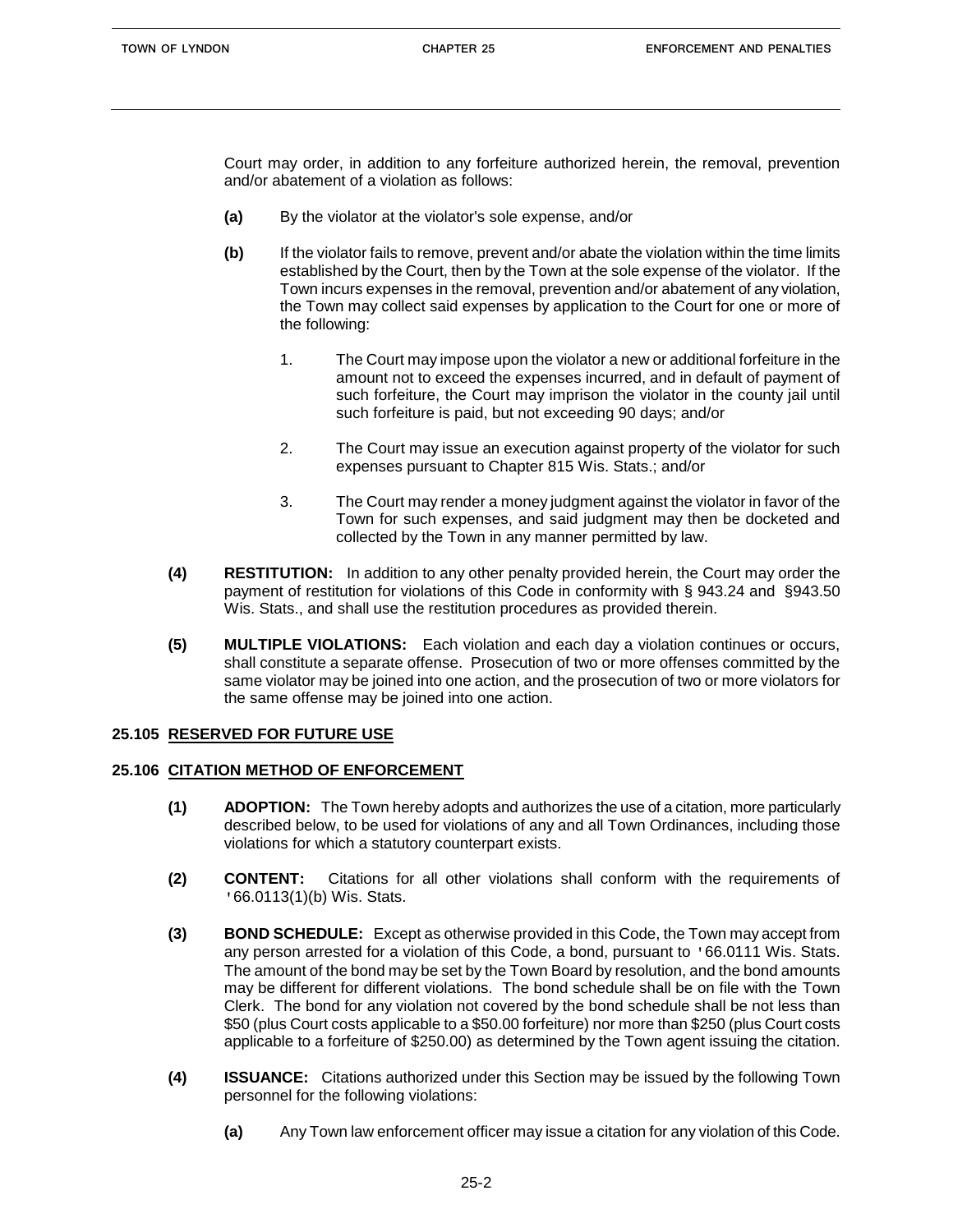Court may order, in addition to any forfeiture authorized herein, the removal, prevention and/or abatement of a violation as follows:

**(a)** By the violator at the violator's sole expense, and/or

**(b)** If the violator fails to remove, prevent and/or abate the violation within the time limits established by the Court, then by the Town at the sole expense of the violator. If the Town incurs expenses in the removal, prevention and/or abatement of any violation, the Town may collect said expenses by application to the Court for one or more of the following:

1. The Court may impose upon the violator a new or additional forfeiture in the amount not to exceed the expenses incurred, and in default of payment of such forfeiture, the Court may imprison the violator in the county jail until such forfeiture is paid, but not exceeding 90 days; and/or

2. The Court may issue an execution against property of the violator for such expenses pursuant to Chapter 815 Wis. Stats.; and/or

3. The Court may render a money judgment against the violator in favor of the Town for such expenses, and said judgment may then be docketed and collected by the Town in any manner permitted by law.

**(4) RESTITUTION:** In addition to any other penalty provided herein, the Court may order the payment of restitution for violations of this Code in conformity with § 943.24 and §943.50 Wis. Stats., and shall use the restitution procedures as provided therein.

**(5) MULTIPLE VIOLATIONS:** Each violation and each day a violation continues or occurs, shall constitute a separate offense. Prosecution of two or more offenses committed by the same violator may be joined into one action, and the prosecution of two or more violators for the same offense may be joined into one action.

## 25.105 RESERVED FOR FUTURE USE

## 25.106 CITATION METHOD OF ENFORCEMENT

**(1) ADOPTION:** The Town hereby adopts and authorizes the use of a citation, more particularly described below, to be used for violations of any and all Town Ordinances, including those violations for which a statutory counterpart exists.

**(2) CONTENT:** Citations for all other violations shall conform with the requirements of '66.0113(1)(b) Wis. Stats.

**(3) BOND SCHEDULE:** Except as otherwise provided in this Code, the Town may accept from any person arrested for a violation of this Code, a bond, pursuant to '66.0111 Wis. Stats. The amount of the bond may be set by the Town Board by resolution, and the bond amounts may be different for different violations. The bond schedule shall be on file with the Town Clerk. The bond for any violation not covered by the bond schedule shall be not less than \$50 (plus Court costs applicable to a \$50.00 forfeiture) nor more than \$250 (plus Court costs applicable to a forfeiture of \$250.00) as determined by the Town agent issuing the citation.

**(4) ISSUANCE:** Citations authorized under this Section may be issued by the following Town personnel for the following violations:

**(a)** Any Town law enforcement officer may issue a citation for any violation of this Code.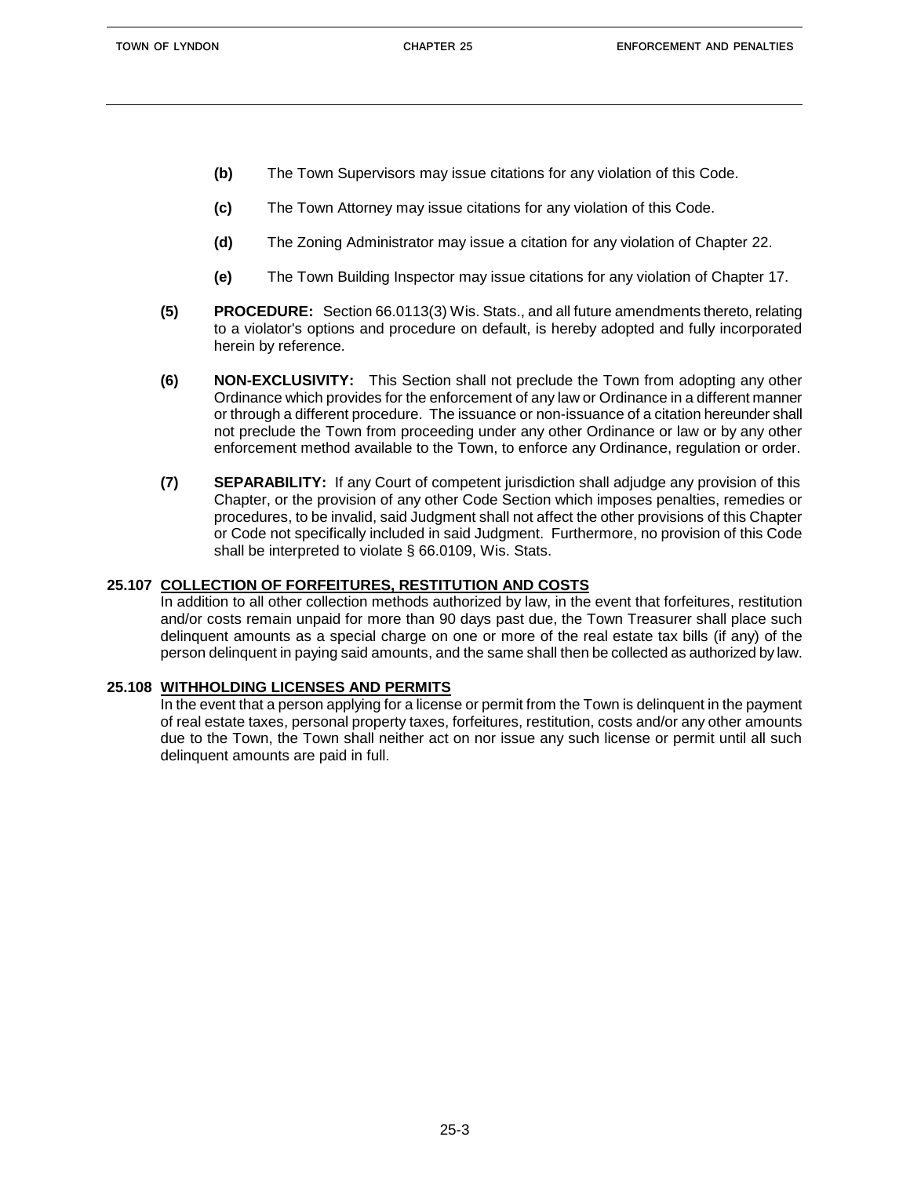**(b)** The Town Supervisors may issue citations for any violation of this Code.

**(c)** The Town Attorney may issue citations for any violation of this Code.

**(d)** The Zoning Administrator may issue a citation for any violation of Chapter 22.

**(e)** The Town Building Inspector may issue citations for any violation of Chapter 17.

**(5)** **PROCEDURE:** Section 66.0113(3) Wis. Stats., and all future amendments thereto, relating to a violator's options and procedure on default, is hereby adopted and fully incorporated herein by reference.

**(6)** **NON-EXCLUSIVITY:** This Section shall not preclude the Town from adopting any other Ordinance which provides for the enforcement of any law or Ordinance in a different manner or through a different procedure. The issuance or non-issuance of a citation hereunder shall not preclude the Town from proceeding under any other Ordinance or law or by any other enforcement method available to the Town, to enforce any Ordinance, regulation or order.

**(7)** **SEPARABILITY:** If any Court of competent jurisdiction shall adjudge any provision of this Chapter, or the provision of any other Code Section which imposes penalties, remedies or procedures, to be invalid, said Judgment shall not affect the other provisions of this Chapter or Code not specifically included in said Judgment. Furthermore, no provision of this Code shall be interpreted to violate § 66.0109, Wis. Stats.

### 25.107 COLLECTION OF FORFEITURES, RESTITUTION AND COSTS

In addition to all other collection methods authorized by law, in the event that forfeitures, restitution and/or costs remain unpaid for more than 90 days past due, the Town Treasurer shall place such delinquent amounts as a special charge on one or more of the real estate tax bills (if any) of the person delinquent in paying said amounts, and the same shall then be collected as authorized by law.

### 25.108 WITHHOLDING LICENSES AND PERMITS

In the event that a person applying for a license or permit from the Town is delinquent in the payment of real estate taxes, personal property taxes, forfeitures, restitution, costs and/or any other amounts due to the Town, the Town shall neither act on nor issue any such license or permit until all such delinquent amounts are paid in full.